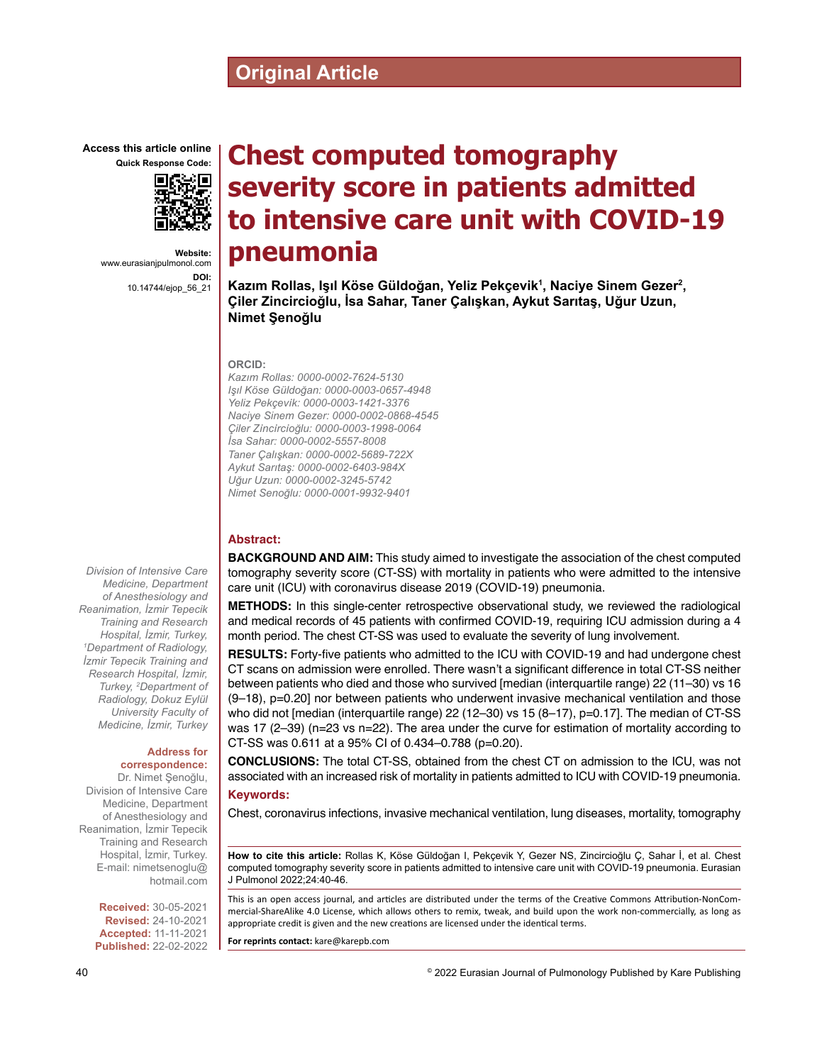Original Article

Access this article online

Quick Response Code:

Website:
www.eurasianjpulmonol.com

DOI:
10.14744/ejop_56_21

# Chest computed tomography severity score in patients admitted to intensive care unit with COVID-19 pneumonia

**Kazım Rollas, Işıl Köse Güldoğan, Yeliz Pekçevik[1], Naciye Sinem Gezer[2], Çiler Zincircioğlu, İsa Sahar, Taner Çalışkan, Aykut Sarıtaş, Uğur Uzun, Nimet Şenoğlu**

**ORCID:**

*Kazım Rollas: 0000-0002-7624-5130*
*Işıl Köse Güldoğan: 0000-0003-0657-4948*
*Yeliz Pekçevik: 0000-0003-1421-3376*
*Naciye Sinem Gezer: 0000-0002-0868-4545*
*Çiler Zincircioğlu: 0000-0003-1998-0064*
*İsa Sahar: 0000-0002-5557-8008*
*Taner Çalışkan: 0000-0002-5689-722X*
*Aykut Sarıtaş: 0000-0002-6403-984X*
*Uğur Uzun: 0000-0002-3245-5742*
*Nimet Senoğlu: 0000-0001-9932-9401*

*Division of Intensive Care Medicine, Department of Anesthesiology and Reanimation, İzmir Tepecik Training and Research Hospital, İzmir, Turkey, [1]Department of Radiology, İzmir Tepecik Training and Research Hospital, İzmir, Turkey, [2]Department of Radiology, Dokuz Eylül University Faculty of Medicine, İzmir, Turkey*

**Address for correspondence:**
Dr. Nimet Şenoğlu, Division of Intensive Care Medicine, Department of Anesthesiology and Reanimation, İzmir Tepecik Training and Research Hospital, İzmir, Turkey.
E-mail: nimetsenoglu@hotmail.com

**Received:** 30-05-2021
**Revised:** 24-10-2021
**Accepted:** 11-11-2021
**Published:** 22-02-2022

## Abstract:

**BACKGROUND AND AIM:** This study aimed to investigate the association of the chest computed tomography severity score (CT-SS) with mortality in patients who were admitted to the intensive care unit (ICU) with coronavirus disease 2019 (COVID-19) pneumonia.

**METHODS:** In this single-center retrospective observational study, we reviewed the radiological and medical records of 45 patients with confirmed COVID-19, requiring ICU admission during a 4 month period. The chest CT-SS was used to evaluate the severity of lung involvement.

**RESULTS:** Forty-five patients who admitted to the ICU with COVID-19 and had undergone chest CT scans on admission were enrolled. There wasn't a significant difference in total CT-SS neither between patients who died and those who survived [median (interquartile range) 22 (11–30) vs 16 (9–18), p=0.20] nor between patients who underwent invasive mechanical ventilation and those who did not [median (interquartile range) 22 (12–30) vs 15 (8–17), p=0.17]. The median of CT-SS was 17 (2–39) (n=23 vs n=22). The area under the curve for estimation of mortality according to CT-SS was 0.611 at a 95% CI of 0.434–0.788 (p=0.20).

**CONCLUSIONS:** The total CT-SS, obtained from the chest CT on admission to the ICU, was not associated with an increased risk of mortality in patients admitted to ICU with COVID-19 pneumonia.

## Keywords:

Chest, coronavirus infections, invasive mechanical ventilation, lung diseases, mortality, tomography

**How to cite this article:** Rollas K, Köse Güldoğan I, Pekçevik Y, Gezer NS, Zincircioğlu Ç, Sahar İ, et al. Chest computed tomography severity score in patients admitted to intensive care unit with COVID-19 pneumonia. Eurasian J Pulmonol 2022;24:40-46.

This is an open access journal, and articles are distributed under the terms of the Creative Commons Attribution-NonCommercial-ShareAlike 4.0 License, which allows others to remix, tweak, and build upon the work non-commercially, as long as appropriate credit is given and the new creations are licensed under the identical terms.

**For reprints contact:** kare@karepb.com

© 2022 Eurasian Journal of Pulmonology Published by Kare Publishing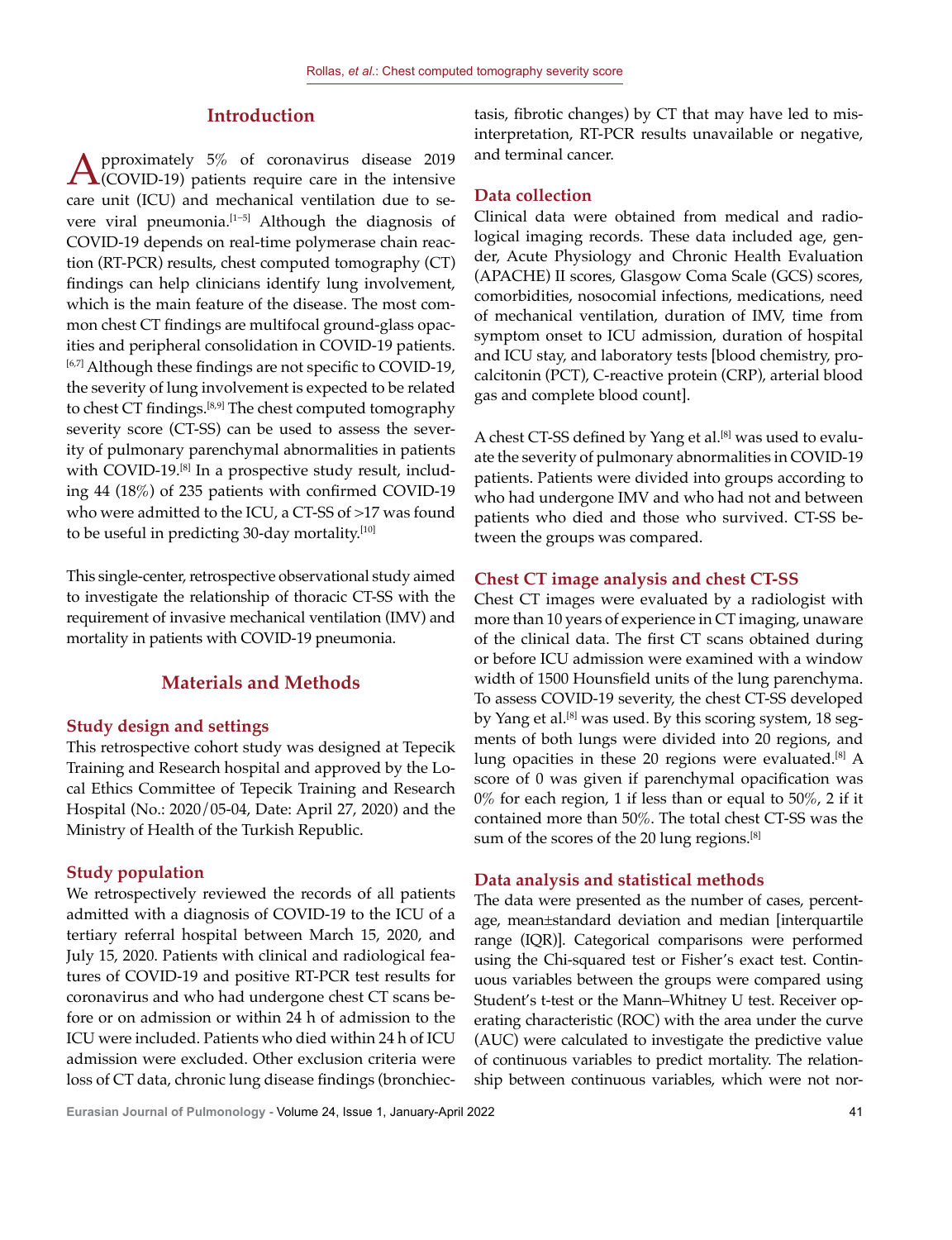## Introduction

Approximately 5% of coronavirus disease 2019 (COVID-19) patients require care in the intensive care unit (ICU) and mechanical ventilation due to severe viral pneumonia.[1–5] Although the diagnosis of COVID-19 depends on real-time polymerase chain reaction (RT-PCR) results, chest computed tomography (CT) findings can help clinicians identify lung involvement, which is the main feature of the disease. The most common chest CT findings are multifocal ground-glass opacities and peripheral consolidation in COVID-19 patients.[6,7] Although these findings are not specific to COVID-19, the severity of lung involvement is expected to be related to chest CT findings.[8,9] The chest computed tomography severity score (CT-SS) can be used to assess the severity of pulmonary parenchymal abnormalities in patients with COVID-19.[8] In a prospective study result, including 44 (18%) of 235 patients with confirmed COVID-19 who were admitted to the ICU, a CT-SS of >17 was found to be useful in predicting 30-day mortality.[10]

This single-center, retrospective observational study aimed to investigate the relationship of thoracic CT-SS with the requirement of invasive mechanical ventilation (IMV) and mortality in patients with COVID-19 pneumonia.

## Materials and Methods

### Study design and settings

This retrospective cohort study was designed at Tepecik Training and Research hospital and approved by the Local Ethics Committee of Tepecik Training and Research Hospital (No.: 2020/05-04, Date: April 27, 2020) and the Ministry of Health of the Turkish Republic.

### Study population

We retrospectively reviewed the records of all patients admitted with a diagnosis of COVID-19 to the ICU of a tertiary referral hospital between March 15, 2020, and July 15, 2020. Patients with clinical and radiological features of COVID-19 and positive RT-PCR test results for coronavirus and who had undergone chest CT scans before or on admission or within 24 h of admission to the ICU were included. Patients who died within 24 h of ICU admission were excluded. Other exclusion criteria were loss of CT data, chronic lung disease findings (bronchiectasis, fibrotic changes) by CT that may have led to misinterpretation, RT-PCR results unavailable or negative, and terminal cancer.

### Data collection

Clinical data were obtained from medical and radiological imaging records. These data included age, gender, Acute Physiology and Chronic Health Evaluation (APACHE) II scores, Glasgow Coma Scale (GCS) scores, comorbidities, nosocomial infections, medications, need of mechanical ventilation, duration of IMV, time from symptom onset to ICU admission, duration of hospital and ICU stay, and laboratory tests [blood chemistry, procalcitonin (PCT), C-reactive protein (CRP), arterial blood gas and complete blood count].

A chest CT-SS defined by Yang et al.[8] was used to evaluate the severity of pulmonary abnormalities in COVID-19 patients. Patients were divided into groups according to who had undergone IMV and who had not and between patients who died and those who survived. CT-SS between the groups was compared.

### Chest CT image analysis and chest CT-SS

Chest CT images were evaluated by a radiologist with more than 10 years of experience in CT imaging, unaware of the clinical data. The first CT scans obtained during or before ICU admission were examined with a window width of 1500 Hounsfield units of the lung parenchyma. To assess COVID-19 severity, the chest CT-SS developed by Yang et al.[8] was used. By this scoring system, 18 segments of both lungs were divided into 20 regions, and lung opacities in these 20 regions were evaluated.[8] A score of 0 was given if parenchymal opacification was 0% for each region, 1 if less than or equal to 50%, 2 if it contained more than 50%. The total chest CT-SS was the sum of the scores of the 20 lung regions.[8]

### Data analysis and statistical methods

The data were presented as the number of cases, percentage, mean±standard deviation and median [interquartile range (IQR)]. Categorical comparisons were performed using the Chi-squared test or Fisher's exact test. Continuous variables between the groups were compared using Student's t-test or the Mann–Whitney U test. Receiver operating characteristic (ROC) with the area under the curve (AUC) were calculated to investigate the predictive value of continuous variables to predict mortality. The relationship between continuous variables, which were not nor-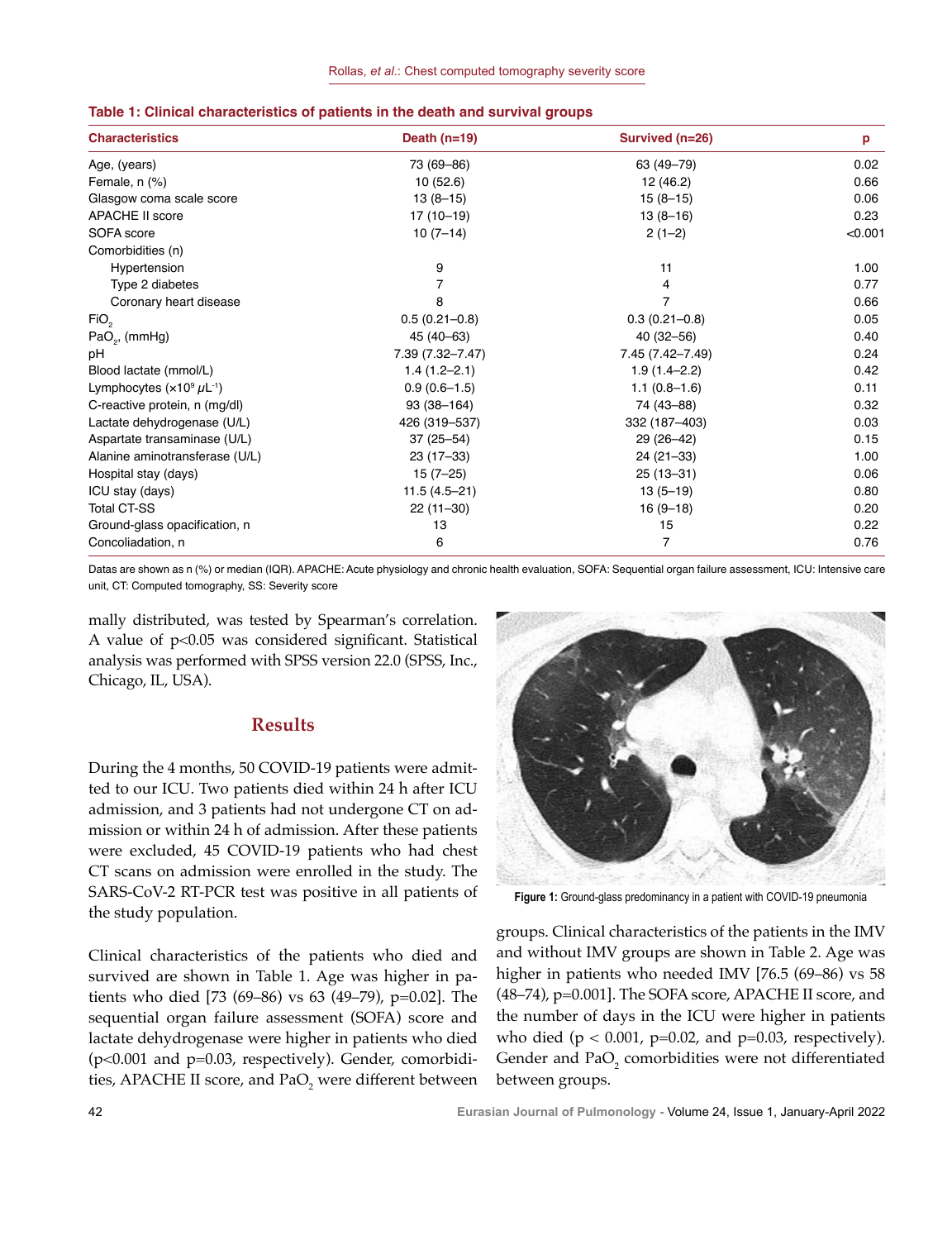**Table 1: Clinical characteristics of patients in the death and survival groups**

| Characteristics | Death (n=19) | Survived (n=26) | p |
|---|---|---|---|
| Age, (years) | 73 (69–86) | 63 (49–79) | 0.02 |
| Female, n (%) | 10 (52.6) | 12 (46.2) | 0.66 |
| Glasgow coma scale score | 13 (8–15) | 15 (8–15) | 0.06 |
| APACHE II score | 17 (10–19) | 13 (8–16) | 0.23 |
| SOFA score | 10 (7–14) | 2 (1–2) | <0.001 |
| Comorbidities (n) | | | |
| Hypertension | 9 | 11 | 1.00 |
| Type 2 diabetes | 7 | 4 | 0.77 |
| Coronary heart disease | 8 | 7 | 0.66 |
| $FiO_2$ | 0.5 (0.21–0.8) | 0.3 (0.21–0.8) | 0.05 |
| $PaO_2$, (mmHg) | 45 (40–63) | 40 (32–56) | 0.40 |
| pH | 7.39 (7.32–7.47) | 7.45 (7.42–7.49) | 0.24 |
| Blood lactate (mmol/L) | 1.4 (1.2–2.1) | 1.9 (1.4–2.2) | 0.42 |
| Lymphocytes ($\times 10^9$ $\mu L^{-1}$) | 0.9 (0.6–1.5) | 1.1 (0.8–1.6) | 0.11 |
| C-reactive protein, n (mg/dl) | 93 (38–164) | 74 (43–88) | 0.32 |
| Lactate dehydrogenase (U/L) | 426 (319–537) | 332 (187–403) | 0.03 |
| Aspartate transaminase (U/L) | 37 (25–54) | 29 (26–42) | 0.15 |
| Alanine aminotransferase (U/L) | 23 (17–33) | 24 (21–33) | 1.00 |
| Hospital stay (days) | 15 (7–25) | 25 (13–31) | 0.06 |
| ICU stay (days) | 11.5 (4.5–21) | 13 (5–19) | 0.80 |
| Total CT-SS | 22 (11–30) | 16 (9–18) | 0.20 |
| Ground-glass opacification, n | 13 | 15 | 0.22 |
| Concoliadation, n | 6 | 7 | 0.76 |

Datas are shown as n (%) or median (IQR). APACHE: Acute physiology and chronic health evaluation, SOFA: Sequential organ failure assessment, ICU: Intensive care unit, CT: Computed tomography, SS: Severity score

mally distributed, was tested by Spearman's correlation. A value of $p<0.05$ was considered significant. Statistical analysis was performed with SPSS version 22.0 (SPSS, Inc., Chicago, IL, USA).

## Results

During the 4 months, 50 COVID-19 patients were admitted to our ICU. Two patients died within 24 h after ICU admission, and 3 patients had not undergone CT on admission or within 24 h of admission. After these patients were excluded, 45 COVID-19 patients who had chest CT scans on admission were enrolled in the study. The SARS-CoV-2 RT-PCR test was positive in all patients of the study population.

Clinical characteristics of the patients who died and survived are shown in Table 1. Age was higher in patients who died [73 (69–86) vs 63 (49–79), p=0.02]. The sequential organ failure assessment (SOFA) score and lactate dehydrogenase were higher in patients who died (p<0.001 and p=0.03, respectively). Gender, comorbidities, APACHE II score, and $PaO_2$ were different between groups. Clinical characteristics of the patients in the IMV and without IMV groups are shown in Table 2. Age was higher in patients who needed IMV [76.5 (69–86) vs 58 (48–74), p=0.001]. The SOFA score, APACHE II score, and the number of days in the ICU were higher in patients who died (p < 0.001, p=0.02, and p=0.03, respectively). Gender and $PaO_2$ comorbidities were not differentiated between groups.

**Figure 1:** Ground-glass predominancy in a patient with COVID-19 pneumonia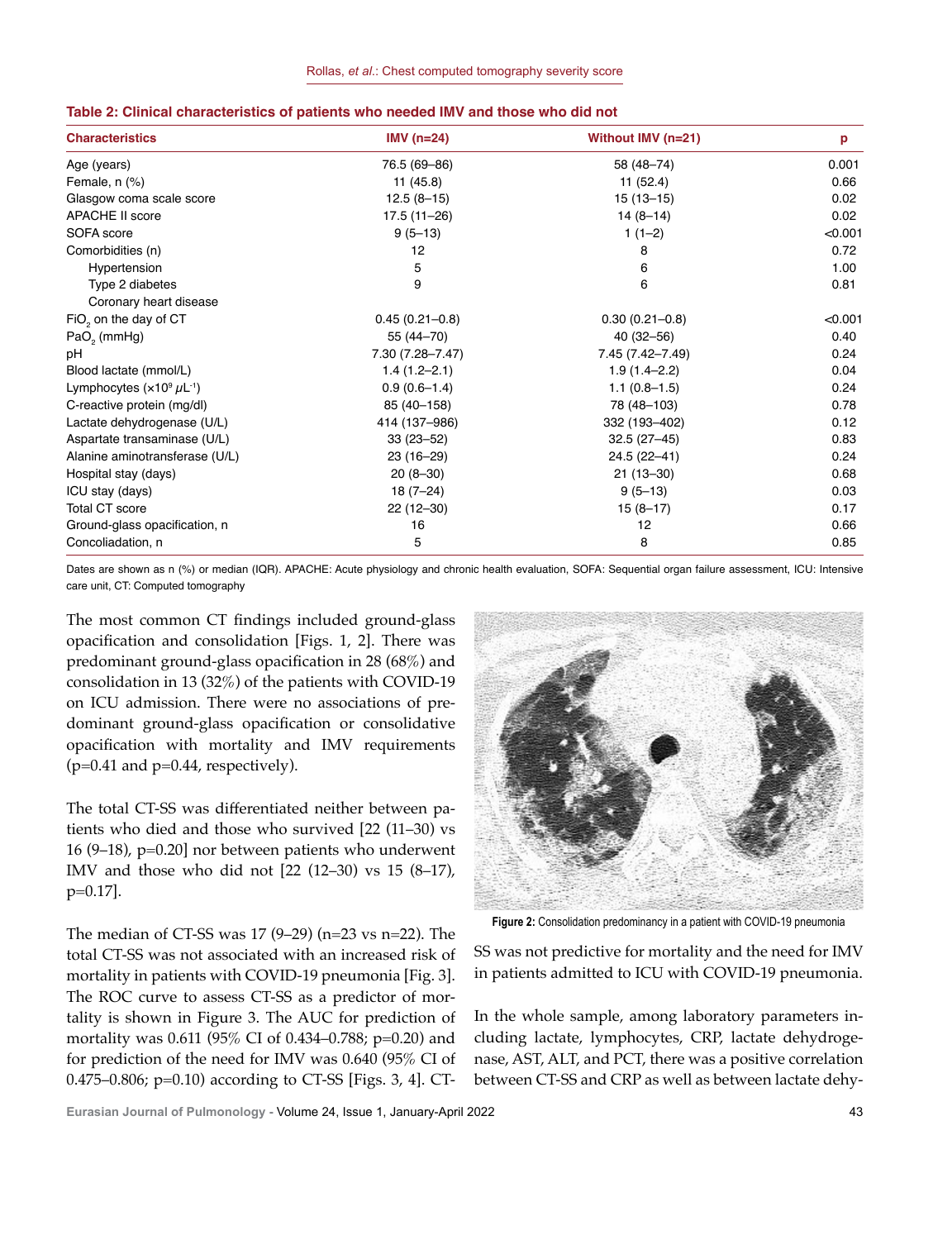**Table 2: Clinical characteristics of patients who needed IMV and those who did not**

| Characteristics | IMV (n=24) | Without IMV (n=21) | p |
|---|---|---|---|
| Age (years) | 76.5 (69–86) | 58 (48–74) | 0.001 |
| Female, n (%) | 11 (45.8) | 11 (52.4) | 0.66 |
| Glasgow coma scale score | 12.5 (8–15) | 15 (13–15) | 0.02 |
| APACHE II score | 17.5 (11–26) | 14 (8–14) | 0.02 |
| SOFA score | 9 (5–13) | 1 (1–2) | <0.001 |
| Comorbidities (n) | 12 | 8 | 0.72 |
| Hypertension | 5 | 6 | 1.00 |
| Type 2 diabetes | 9 | 6 | 0.81 |
| Coronary heart disease | | | |
| $FiO_2$ on the day of CT | 0.45 (0.21–0.8) | 0.30 (0.21–0.8) | <0.001 |
| $PaO_2$ (mmHg) | 55 (44–70) | 40 (32–56) | 0.40 |
| pH | 7.30 (7.28–7.47) | 7.45 (7.42–7.49) | 0.24 |
| Blood lactate (mmol/L) | 1.4 (1.2–2.1) | 1.9 (1.4–2.2) | 0.04 |
| Lymphocytes ($\times 10^9\ \mu L^{-1}$) | 0.9 (0.6–1.4) | 1.1 (0.8–1.5) | 0.24 |
| C-reactive protein (mg/dl) | 85 (40–158) | 78 (48–103) | 0.78 |
| Lactate dehydrogenase (U/L) | 414 (137–986) | 332 (193–402) | 0.12 |
| Aspartate transaminase (U/L) | 33 (23–52) | 32.5 (27–45) | 0.83 |
| Alanine aminotransferase (U/L) | 23 (16–29) | 24.5 (22–41) | 0.24 |
| Hospital stay (days) | 20 (8–30) | 21 (13–30) | 0.68 |
| ICU stay (days) | 18 (7–24) | 9 (5–13) | 0.03 |
| Total CT score | 22 (12–30) | 15 (8–17) | 0.17 |
| Ground-glass opacification, n | 16 | 12 | 0.66 |
| Concoliadation, n | 5 | 8 | 0.85 |

Dates are shown as n (%) or median (IQR). APACHE: Acute physiology and chronic health evaluation, SOFA: Sequential organ failure assessment, ICU: Intensive care unit, CT: Computed tomography

The most common CT findings included ground-glass opacification and consolidation [Figs. 1, 2]. There was predominant ground-glass opacification in 28 (68%) and consolidation in 13 (32%) of the patients with COVID-19 on ICU admission. There were no associations of predominant ground-glass opacification or consolidative opacification with mortality and IMV requirements (p=0.41 and p=0.44, respectively).

The total CT-SS was differentiated neither between patients who died and those who survived [22 (11–30) vs 16 (9–18), p=0.20] nor between patients who underwent IMV and those who did not [22 (12–30) vs 15 (8–17), p=0.17].

The median of CT-SS was 17 (9–29) (n=23 vs n=22). The total CT-SS was not associated with an increased risk of mortality in patients with COVID-19 pneumonia [Fig. 3]. The ROC curve to assess CT-SS as a predictor of mortality is shown in Figure 3. The AUC for prediction of mortality was 0.611 (95% CI of 0.434–0.788; p=0.20) and for prediction of the need for IMV was 0.640 (95% CI of 0.475–0.806; p=0.10) according to CT-SS [Figs. 3, 4]. CT-SS was not predictive for mortality and the need for IMV in patients admitted to ICU with COVID-19 pneumonia.

**Figure 2:** Consolidation predominancy in a patient with COVID-19 pneumonia

In the whole sample, among laboratory parameters including lactate, lymphocytes, CRP, lactate dehydrogenase, AST, ALT, and PCT, there was a positive correlation between CT-SS and CRP as well as between lactate dehy-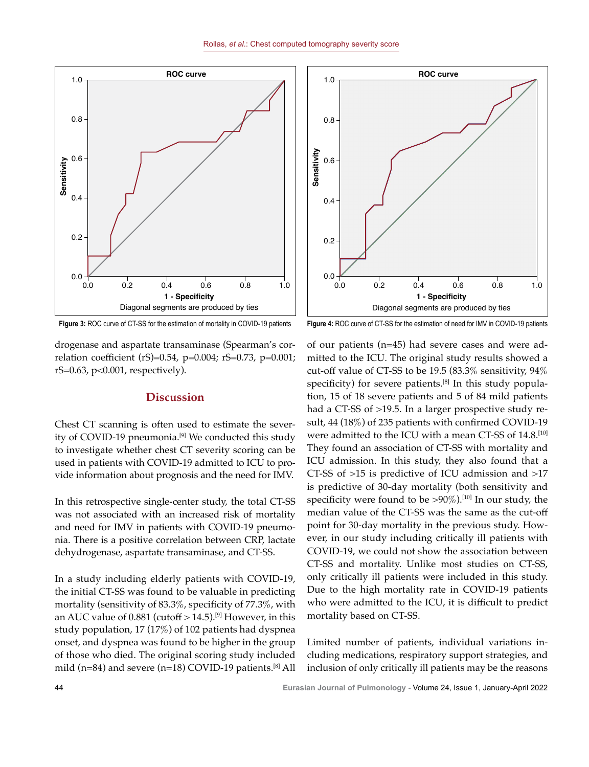Figure 3: ROC curve of CT-SS for the estimation of mortality in COVID-19 patients

Figure 4: ROC curve of CT-SS for the estimation of need for IMV in COVID-19 patients

drogenase and aspartate transaminase (Spearman's correlation coefficient (rS)=0.54, p=0.004; rS=0.73, p=0.001; rS=0.63, p<0.001, respectively).

## Discussion

Chest CT scanning is often used to estimate the severity of COVID-19 pneumonia.[9] We conducted this study to investigate whether chest CT severity scoring can be used in patients with COVID-19 admitted to ICU to provide information about prognosis and the need for IMV.

In this retrospective single-center study, the total CT-SS was not associated with an increased risk of mortality and need for IMV in patients with COVID-19 pneumonia. There is a positive correlation between CRP, lactate dehydrogenase, aspartate transaminase, and CT-SS.

In a study including elderly patients with COVID-19, the initial CT-SS was found to be valuable in predicting mortality (sensitivity of 83.3%, specificity of 77.3%, with an AUC value of 0.881 (cutoff > 14.5).[9] However, in this study population, 17 (17%) of 102 patients had dyspnea onset, and dyspnea was found to be higher in the group of those who died. The original scoring study included mild (n=84) and severe (n=18) COVID-19 patients.[8] All of our patients (n=45) had severe cases and were admitted to the ICU. The original study results showed a cut-off value of CT-SS to be 19.5 (83.3% sensitivity, 94% specificity) for severe patients.[8] In this study population, 15 of 18 severe patients and 5 of 84 mild patients had a CT-SS of >19.5. In a larger prospective study result, 44 (18%) of 235 patients with confirmed COVID-19 were admitted to the ICU with a mean CT-SS of 14.8.[10] They found an association of CT-SS with mortality and ICU admission. In this study, they also found that a CT-SS of >15 is predictive of ICU admission and >17 is predictive of 30-day mortality (both sensitivity and specificity were found to be >90%).[10] In our study, the median value of the CT-SS was the same as the cut-off point for 30-day mortality in the previous study. However, in our study including critically ill patients with COVID-19, we could not show the association between CT-SS and mortality. Unlike most studies on CT-SS, only critically ill patients were included in this study. Due to the high mortality rate in COVID-19 patients who were admitted to the ICU, it is difficult to predict mortality based on CT-SS.

Limited number of patients, individual variations including medications, respiratory support strategies, and inclusion of only critically ill patients may be the reasons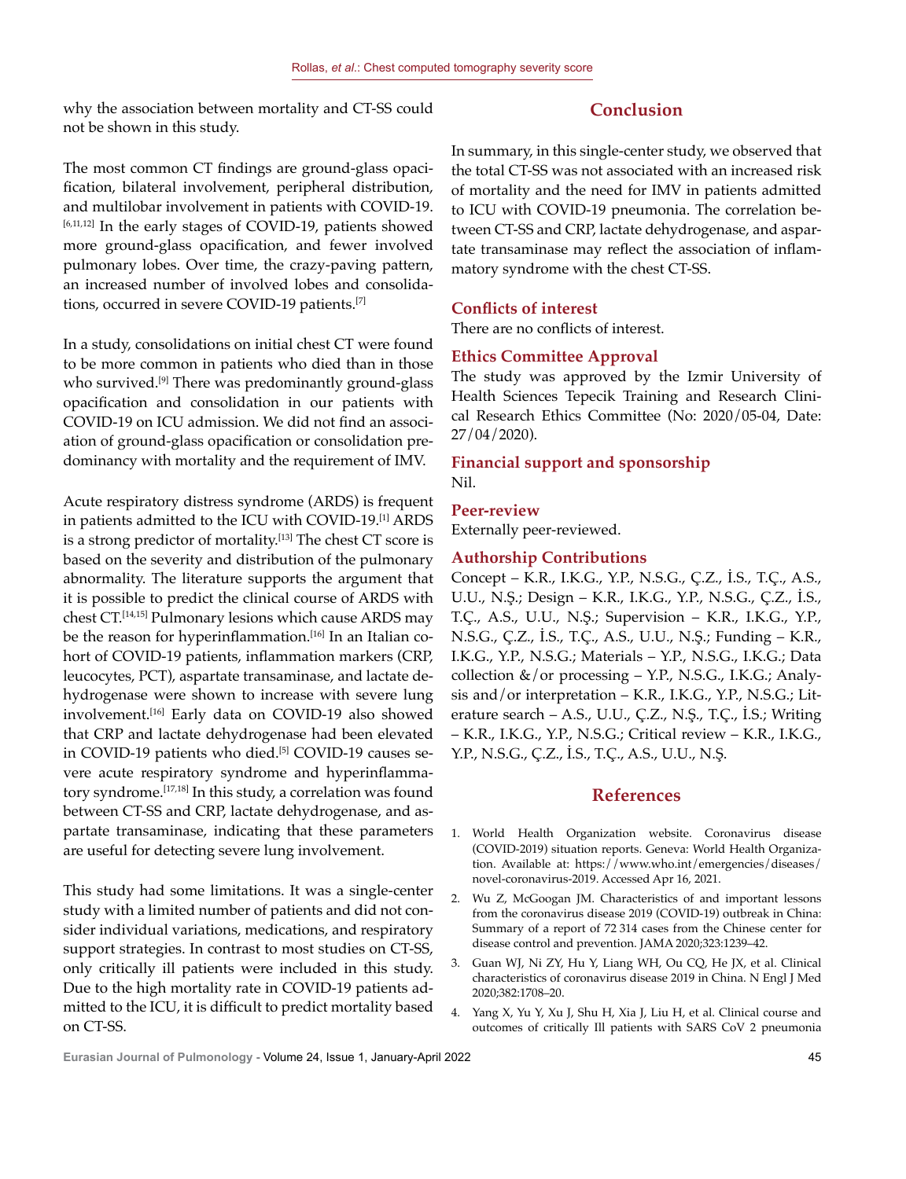why the association between mortality and CT-SS could not be shown in this study.

The most common CT findings are ground-glass opacification, bilateral involvement, peripheral distribution, and multilobar involvement in patients with COVID-19.[6,11,12] In the early stages of COVID-19, patients showed more ground-glass opacification, and fewer involved pulmonary lobes. Over time, the crazy-paving pattern, an increased number of involved lobes and consolidations, occurred in severe COVID-19 patients.[7]

In a study, consolidations on initial chest CT were found to be more common in patients who died than in those who survived.[9] There was predominantly ground-glass opacification and consolidation in our patients with COVID-19 on ICU admission. We did not find an association of ground-glass opacification or consolidation predominancy with mortality and the requirement of IMV.

Acute respiratory distress syndrome (ARDS) is frequent in patients admitted to the ICU with COVID-19.[1] ARDS is a strong predictor of mortality.[13] The chest CT score is based on the severity and distribution of the pulmonary abnormality. The literature supports the argument that it is possible to predict the clinical course of ARDS with chest CT.[14,15] Pulmonary lesions which cause ARDS may be the reason for hyperinflammation.[16] In an Italian cohort of COVID-19 patients, inflammation markers (CRP, leucocytes, PCT), aspartate transaminase, and lactate dehydrogenase were shown to increase with severe lung involvement.[16] Early data on COVID-19 also showed that CRP and lactate dehydrogenase had been elevated in COVID-19 patients who died.[5] COVID-19 causes severe acute respiratory syndrome and hyperinflammatory syndrome.[17,18] In this study, a correlation was found between CT-SS and CRP, lactate dehydrogenase, and aspartate transaminase, indicating that these parameters are useful for detecting severe lung involvement.

This study had some limitations. It was a single-center study with a limited number of patients and did not consider individual variations, medications, and respiratory support strategies. In contrast to most studies on CT-SS, only critically ill patients were included in this study. Due to the high mortality rate in COVID-19 patients admitted to the ICU, it is difficult to predict mortality based on CT-SS.

## Conclusion

In summary, in this single-center study, we observed that the total CT-SS was not associated with an increased risk of mortality and the need for IMV in patients admitted to ICU with COVID-19 pneumonia. The correlation between CT-SS and CRP, lactate dehydrogenase, and aspartate transaminase may reflect the association of inflammatory syndrome with the chest CT-SS.

### Conflicts of interest

There are no conflicts of interest.

### Ethics Committee Approval

The study was approved by the Izmir University of Health Sciences Tepecik Training and Research Clinical Research Ethics Committee (No: 2020/05-04, Date: 27/04/2020).

### Financial support and sponsorship

Nil.

### Peer-review

Externally peer-reviewed.

### Authorship Contributions

Concept – K.R., I.K.G., Y.P., N.S.G., Ç.Z., İ.S., T.Ç., A.S., U.U., N.Ş.; Design – K.R., I.K.G., Y.P., N.S.G., Ç.Z., İ.S., T.Ç., A.S., U.U., N.Ş.; Supervision – K.R., I.K.G., Y.P., N.S.G., Ç.Z., İ.S., T.Ç., A.S., U.U., N.Ş.; Funding – K.R., I.K.G., Y.P., N.S.G.; Materials – Y.P., N.S.G., I.K.G.; Data collection &/or processing – Y.P., N.S.G., I.K.G.; Analysis and/or interpretation – K.R., I.K.G., Y.P., N.S.G.; Literature search – A.S., U.U., Ç.Z., N.Ş., T.Ç., İ.S.; Writing – K.R., I.K.G., Y.P., N.S.G.; Critical review – K.R., I.K.G., Y.P., N.S.G., Ç.Z., İ.S., T.Ç., A.S., U.U., N.Ş.

## References

1. World Health Organization website. Coronavirus disease (COVID-2019) situation reports. Geneva: World Health Organization. Available at: https://www.who.int/emergencies/diseases/novel-coronavirus-2019. Accessed Apr 16, 2021.
2. Wu Z, McGoogan JM. Characteristics of and important lessons from the coronavirus disease 2019 (COVID-19) outbreak in China: Summary of a report of 72 314 cases from the Chinese center for disease control and prevention. JAMA 2020;323:1239–42.
3. Guan WJ, Ni ZY, Hu Y, Liang WH, Ou CQ, He JX, et al. Clinical characteristics of coronavirus disease 2019 in China. N Engl J Med 2020;382:1708–20.
4. Yang X, Yu Y, Xu J, Shu H, Xia J, Liu H, et al. Clinical course and outcomes of critically Ill patients with SARS CoV 2 pneumonia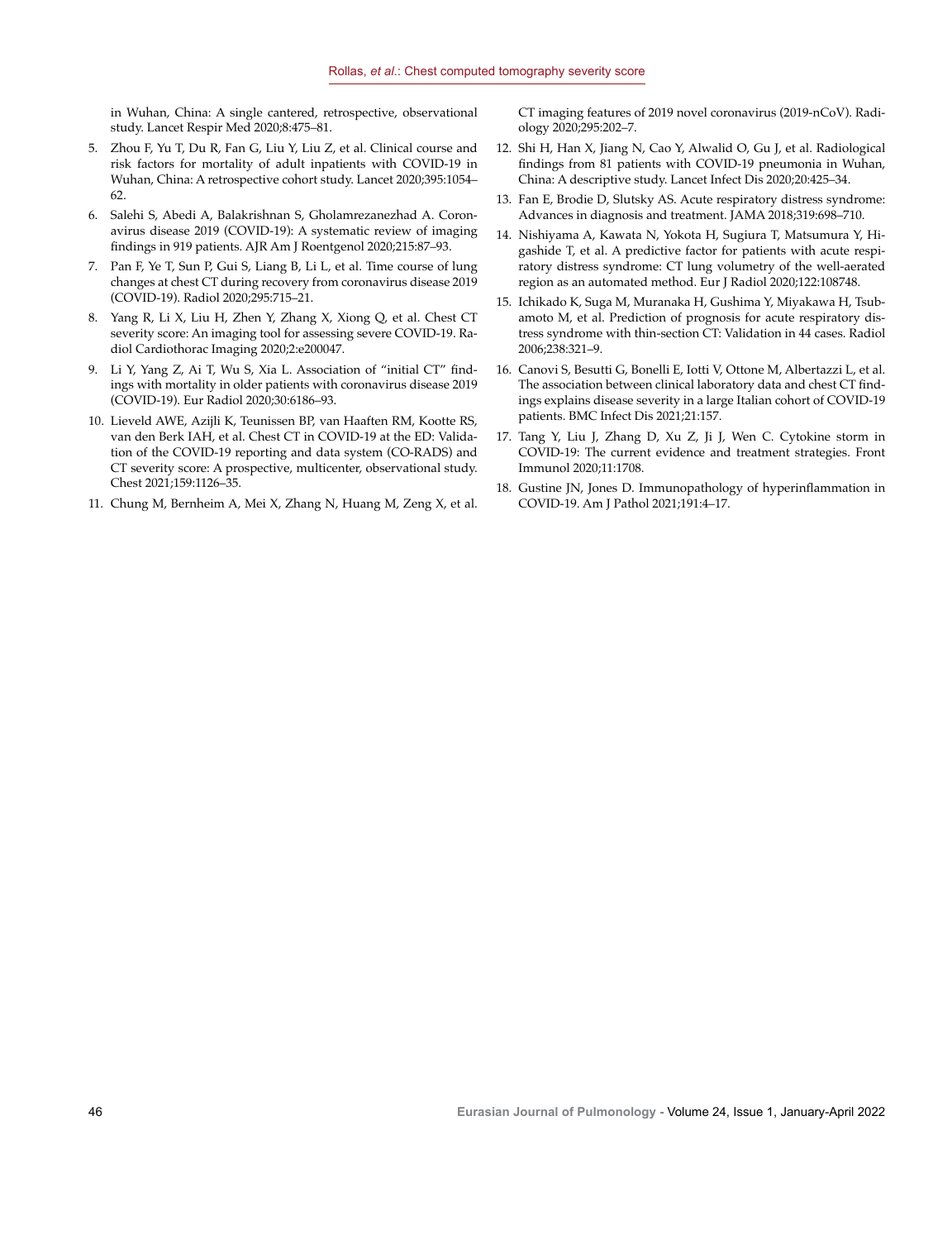in Wuhan, China: A single cantered, retrospective, observational study. Lancet Respir Med 2020;8:475–81.

5. Zhou F, Yu T, Du R, Fan G, Liu Y, Liu Z, et al. Clinical course and risk factors for mortality of adult inpatients with COVID-19 in Wuhan, China: A retrospective cohort study. Lancet 2020;395:1054–62.
6. Salehi S, Abedi A, Balakrishnan S, Gholamrezanezhad A. Coronavirus disease 2019 (COVID-19): A systematic review of imaging findings in 919 patients. AJR Am J Roentgenol 2020;215:87–93.
7. Pan F, Ye T, Sun P, Gui S, Liang B, Li L, et al. Time course of lung changes at chest CT during recovery from coronavirus disease 2019 (COVID-19). Radiol 2020;295:715–21.
8. Yang R, Li X, Liu H, Zhen Y, Zhang X, Xiong Q, et al. Chest CT severity score: An imaging tool for assessing severe COVID-19. Radiol Cardiothorac Imaging 2020;2:e200047.
9. Li Y, Yang Z, Ai T, Wu S, Xia L. Association of "initial CT" findings with mortality in older patients with coronavirus disease 2019 (COVID-19). Eur Radiol 2020;30:6186–93.
10. Lieveld AWE, Azijli K, Teunissen BP, van Haaften RM, Kootte RS, van den Berk IAH, et al. Chest CT in COVID-19 at the ED: Validation of the COVID-19 reporting and data system (CO-RADS) and CT severity score: A prospective, multicenter, observational study. Chest 2021;159:1126–35.
11. Chung M, Bernheim A, Mei X, Zhang N, Huang M, Zeng X, et al. CT imaging features of 2019 novel coronavirus (2019-nCoV). Radiology 2020;295:202–7.
12. Shi H, Han X, Jiang N, Cao Y, Alwalid O, Gu J, et al. Radiological findings from 81 patients with COVID-19 pneumonia in Wuhan, China: A descriptive study. Lancet Infect Dis 2020;20:425–34.
13. Fan E, Brodie D, Slutsky AS. Acute respiratory distress syndrome: Advances in diagnosis and treatment. JAMA 2018;319:698–710.
14. Nishiyama A, Kawata N, Yokota H, Sugiura T, Matsumura Y, Higashide T, et al. A predictive factor for patients with acute respiratory distress syndrome: CT lung volumetry of the well-aerated region as an automated method. Eur J Radiol 2020;122:108748.
15. Ichikado K, Suga M, Muranaka H, Gushima Y, Miyakawa H, Tsubamoto M, et al. Prediction of prognosis for acute respiratory distress syndrome with thin-section CT: Validation in 44 cases. Radiol 2006;238:321–9.
16. Canovi S, Besutti G, Bonelli E, Iotti V, Ottone M, Albertazzi L, et al. The association between clinical laboratory data and chest CT findings explains disease severity in a large Italian cohort of COVID-19 patients. BMC Infect Dis 2021;21:157.
17. Tang Y, Liu J, Zhang D, Xu Z, Ji J, Wen C. Cytokine storm in COVID-19: The current evidence and treatment strategies. Front Immunol 2020;11:1708.
18. Gustine JN, Jones D. Immunopathology of hyperinflammation in COVID-19. Am J Pathol 2021;191:4–17.